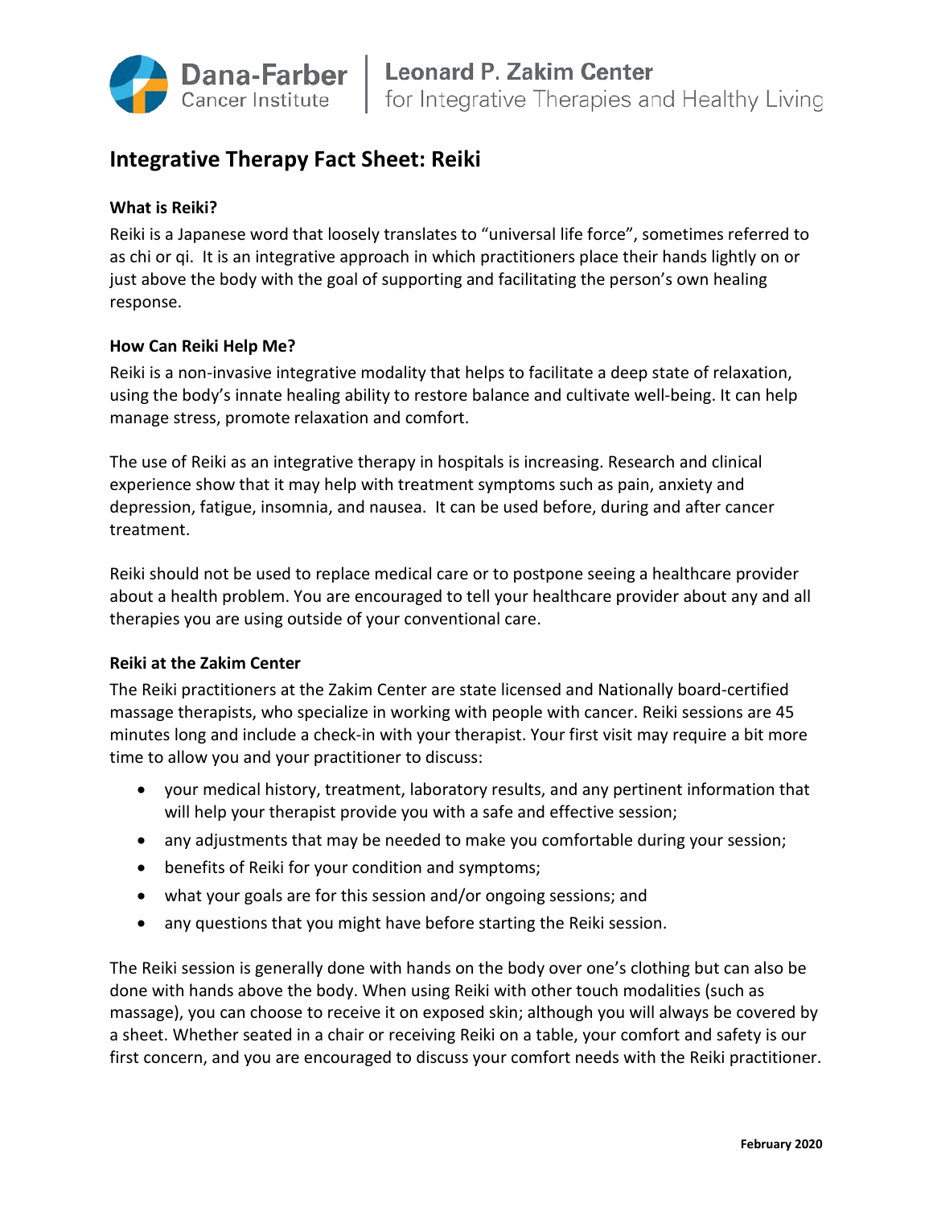Dana-Farber Cancer Institute | Leonard P. Zakim Center for Integrative Therapies and Healthy Living

# Integrative Therapy Fact Sheet: Reiki

### What is Reiki?

Reiki is a Japanese word that loosely translates to "universal life force", sometimes referred to as chi or qi. It is an integrative approach in which practitioners place their hands lightly on or just above the body with the goal of supporting and facilitating the person's own healing response.

### How Can Reiki Help Me?

Reiki is a non-invasive integrative modality that helps to facilitate a deep state of relaxation, using the body's innate healing ability to restore balance and cultivate well-being. It can help manage stress, promote relaxation and comfort.

The use of Reiki as an integrative therapy in hospitals is increasing. Research and clinical experience show that it may help with treatment symptoms such as pain, anxiety and depression, fatigue, insomnia, and nausea. It can be used before, during and after cancer treatment.

Reiki should not be used to replace medical care or to postpone seeing a healthcare provider about a health problem. You are encouraged to tell your healthcare provider about any and all therapies you are using outside of your conventional care.

### Reiki at the Zakim Center

The Reiki practitioners at the Zakim Center are state licensed and Nationally board-certified massage therapists, who specialize in working with people with cancer. Reiki sessions are 45 minutes long and include a check-in with your therapist. Your first visit may require a bit more time to allow you and your practitioner to discuss:

- your medical history, treatment, laboratory results, and any pertinent information that will help your therapist provide you with a safe and effective session;
- any adjustments that may be needed to make you comfortable during your session;
- benefits of Reiki for your condition and symptoms;
- what your goals are for this session and/or ongoing sessions; and
- any questions that you might have before starting the Reiki session.

The Reiki session is generally done with hands on the body over one's clothing but can also be done with hands above the body. When using Reiki with other touch modalities (such as massage), you can choose to receive it on exposed skin; although you will always be covered by a sheet. Whether seated in a chair or receiving Reiki on a table, your comfort and safety is our first concern, and you are encouraged to discuss your comfort needs with the Reiki practitioner.

February 2020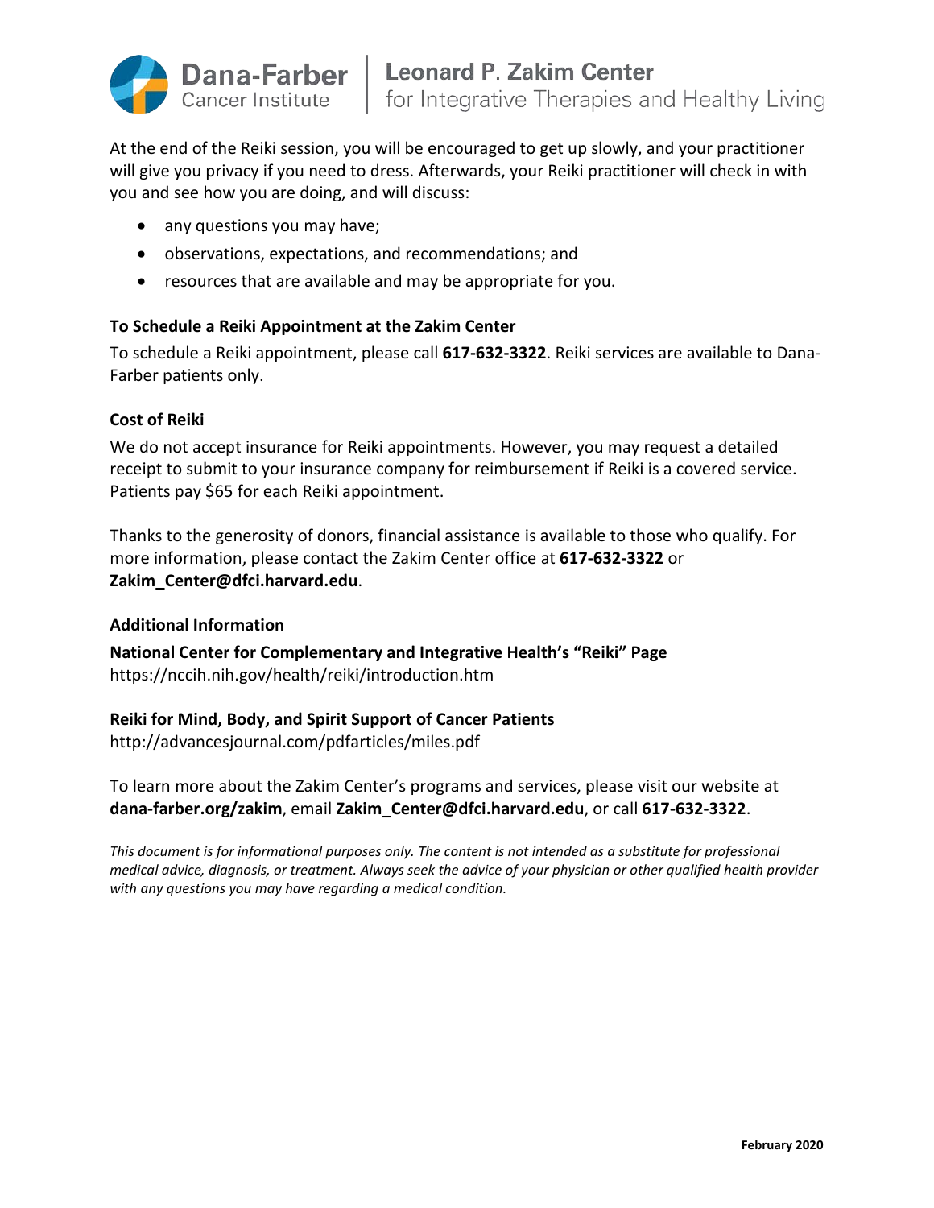At the end of the Reiki session, you will be encouraged to get up slowly, and your practitioner will give you privacy if you need to dress. Afterwards, your Reiki practitioner will check in with you and see how you are doing, and will discuss:

- any questions you may have;
- observations, expectations, and recommendations; and
- resources that are available and may be appropriate for you.

**To Schedule a Reiki Appointment at the Zakim Center**

To schedule a Reiki appointment, please call **617-632-3322**. Reiki services are available to Dana-Farber patients only.

**Cost of Reiki**

We do not accept insurance for Reiki appointments. However, you may request a detailed receipt to submit to your insurance company for reimbursement if Reiki is a covered service. Patients pay $65 for each Reiki appointment.

Thanks to the generosity of donors, financial assistance is available to those who qualify. For more information, please contact the Zakim Center office at **617-632-3322** or **Zakim_Center@dfci.harvard.edu**.

**Additional Information**

**National Center for Complementary and Integrative Health's "Reiki" Page**
https://nccih.nih.gov/health/reiki/introduction.htm

**Reiki for Mind, Body, and Spirit Support of Cancer Patients**
http://advancesjournal.com/pdfarticles/miles.pdf

To learn more about the Zakim Center's programs and services, please visit our website at **dana-farber.org/zakim**, email **Zakim_Center@dfci.harvard.edu**, or call **617-632-3322**.

*This document is for informational purposes only. The content is not intended as a substitute for professional medical advice, diagnosis, or treatment. Always seek the advice of your physician or other qualified health provider with any questions you may have regarding a medical condition.*

**February 2020**